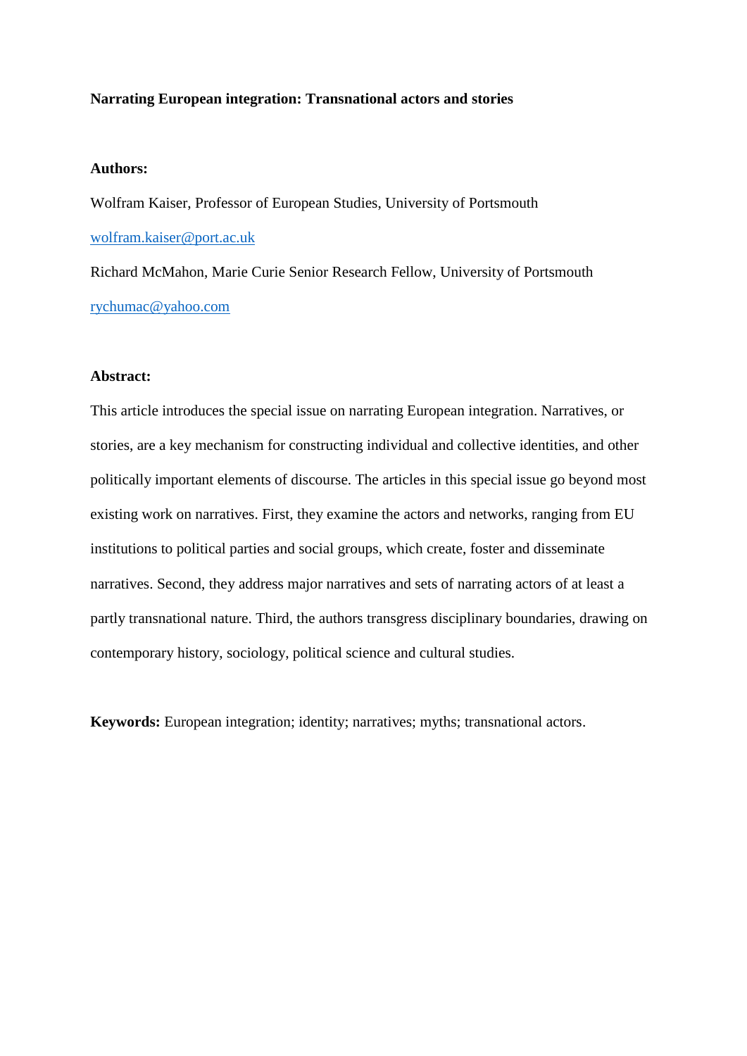# Narrating European integration: Transnational actors and stories

**Authors:**

Wolfram Kaiser, Professor of European Studies, University of Portsmouth

wolfram.kaiser@port.ac.uk

Richard McMahon, Marie Curie Senior Research Fellow, University of Portsmouth

rychumac@yahoo.com

**Abstract:**

This article introduces the special issue on narrating European integration. Narratives, or stories, are a key mechanism for constructing individual and collective identities, and other politically important elements of discourse. The articles in this special issue go beyond most existing work on narratives. First, they examine the actors and networks, ranging from EU institutions to political parties and social groups, which create, foster and disseminate narratives. Second, they address major narratives and sets of narrating actors of at least a partly transnational nature. Third, the authors transgress disciplinary boundaries, drawing on contemporary history, sociology, political science and cultural studies.

**Keywords:** European integration; identity; narratives; myths; transnational actors.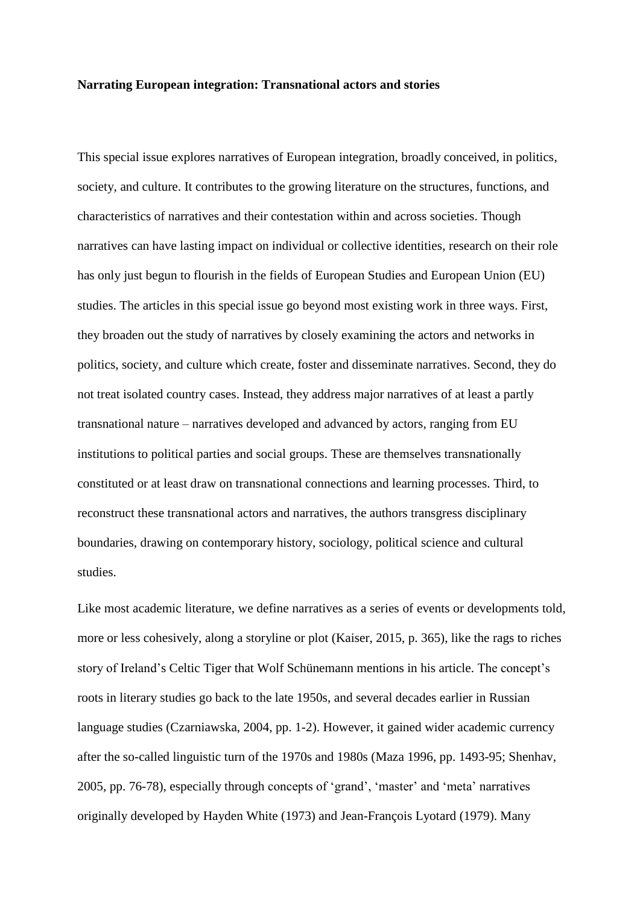**Narrating European integration: Transnational actors and stories**

This special issue explores narratives of European integration, broadly conceived, in politics, society, and culture. It contributes to the growing literature on the structures, functions, and characteristics of narratives and their contestation within and across societies. Though narratives can have lasting impact on individual or collective identities, research on their role has only just begun to flourish in the fields of European Studies and European Union (EU) studies. The articles in this special issue go beyond most existing work in three ways. First, they broaden out the study of narratives by closely examining the actors and networks in politics, society, and culture which create, foster and disseminate narratives. Second, they do not treat isolated country cases. Instead, they address major narratives of at least a partly transnational nature – narratives developed and advanced by actors, ranging from EU institutions to political parties and social groups. These are themselves transnationally constituted or at least draw on transnational connections and learning processes. Third, to reconstruct these transnational actors and narratives, the authors transgress disciplinary boundaries, drawing on contemporary history, sociology, political science and cultural studies.

Like most academic literature, we define narratives as a series of events or developments told, more or less cohesively, along a storyline or plot (Kaiser, 2015, p. 365), like the rags to riches story of Ireland's Celtic Tiger that Wolf Schünemann mentions in his article. The concept's roots in literary studies go back to the late 1950s, and several decades earlier in Russian language studies (Czarniawska, 2004, pp. 1-2). However, it gained wider academic currency after the so-called linguistic turn of the 1970s and 1980s (Maza 1996, pp. 1493-95; Shenhav, 2005, pp. 76-78), especially through concepts of 'grand', 'master' and 'meta' narratives originally developed by Hayden White (1973) and Jean-François Lyotard (1979). Many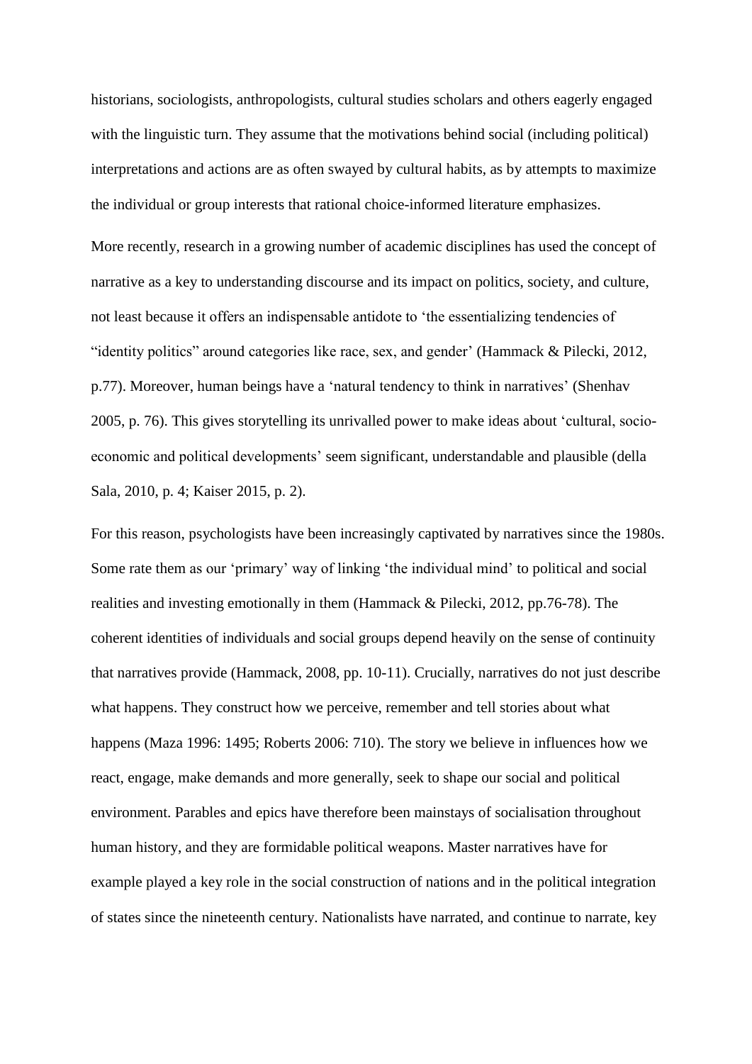historians, sociologists, anthropologists, cultural studies scholars and others eagerly engaged with the linguistic turn. They assume that the motivations behind social (including political) interpretations and actions are as often swayed by cultural habits, as by attempts to maximize the individual or group interests that rational choice-informed literature emphasizes.

More recently, research in a growing number of academic disciplines has used the concept of narrative as a key to understanding discourse and its impact on politics, society, and culture, not least because it offers an indispensable antidote to 'the essentializing tendencies of "identity politics" around categories like race, sex, and gender' (Hammack & Pilecki, 2012, p.77). Moreover, human beings have a 'natural tendency to think in narratives' (Shenhav 2005, p. 76). This gives storytelling its unrivalled power to make ideas about 'cultural, socio-economic and political developments' seem significant, understandable and plausible (della Sala, 2010, p. 4; Kaiser 2015, p. 2).

For this reason, psychologists have been increasingly captivated by narratives since the 1980s. Some rate them as our 'primary' way of linking 'the individual mind' to political and social realities and investing emotionally in them (Hammack & Pilecki, 2012, pp.76-78). The coherent identities of individuals and social groups depend heavily on the sense of continuity that narratives provide (Hammack, 2008, pp. 10-11). Crucially, narratives do not just describe what happens. They construct how we perceive, remember and tell stories about what happens (Maza 1996: 1495; Roberts 2006: 710). The story we believe in influences how we react, engage, make demands and more generally, seek to shape our social and political environment. Parables and epics have therefore been mainstays of socialisation throughout human history, and they are formidable political weapons. Master narratives have for example played a key role in the social construction of nations and in the political integration of states since the nineteenth century. Nationalists have narrated, and continue to narrate, key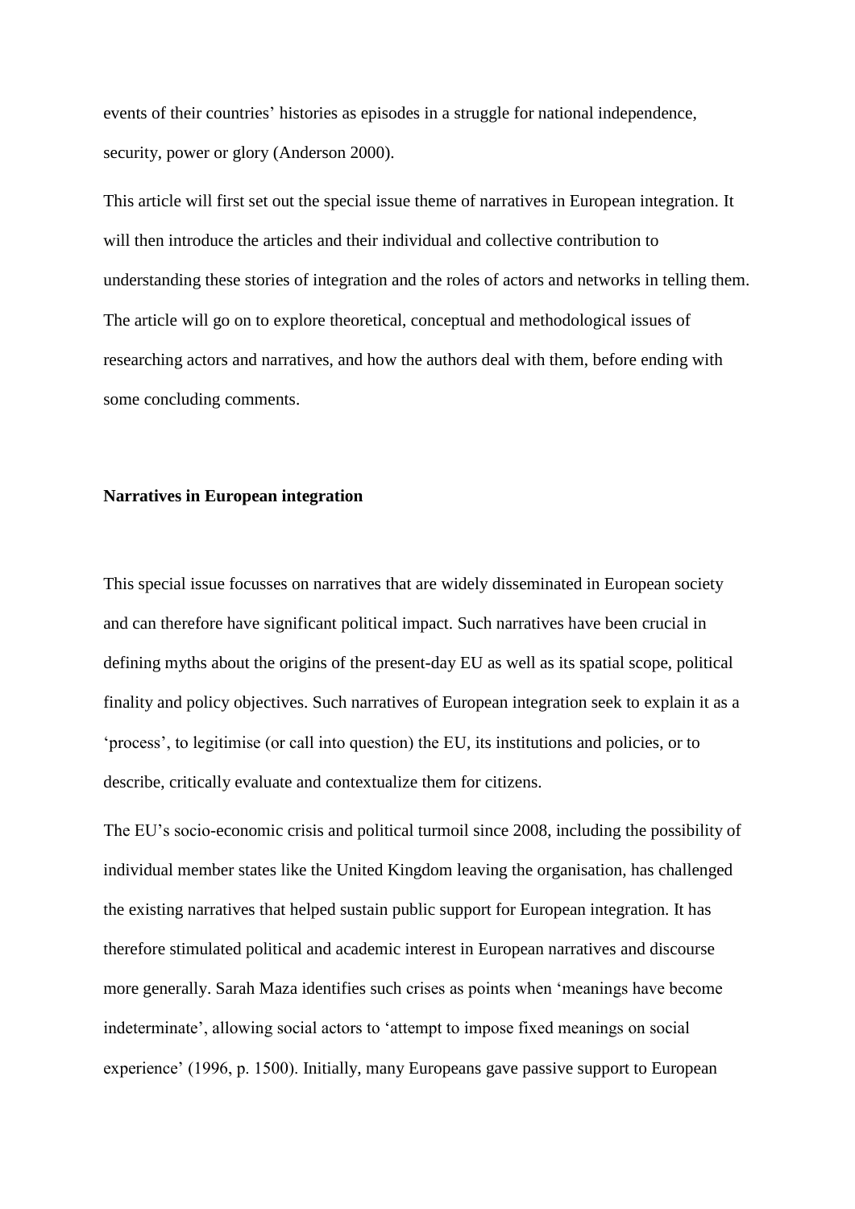events of their countries' histories as episodes in a struggle for national independence, security, power or glory (Anderson 2000).

This article will first set out the special issue theme of narratives in European integration. It will then introduce the articles and their individual and collective contribution to understanding these stories of integration and the roles of actors and networks in telling them. The article will go on to explore theoretical, conceptual and methodological issues of researching actors and narratives, and how the authors deal with them, before ending with some concluding comments.

## Narratives in European integration

This special issue focusses on narratives that are widely disseminated in European society and can therefore have significant political impact. Such narratives have been crucial in defining myths about the origins of the present-day EU as well as its spatial scope, political finality and policy objectives. Such narratives of European integration seek to explain it as a 'process', to legitimise (or call into question) the EU, its institutions and policies, or to describe, critically evaluate and contextualize them for citizens.

The EU's socio-economic crisis and political turmoil since 2008, including the possibility of individual member states like the United Kingdom leaving the organisation, has challenged the existing narratives that helped sustain public support for European integration. It has therefore stimulated political and academic interest in European narratives and discourse more generally. Sarah Maza identifies such crises as points when 'meanings have become indeterminate', allowing social actors to 'attempt to impose fixed meanings on social experience' (1996, p. 1500). Initially, many Europeans gave passive support to European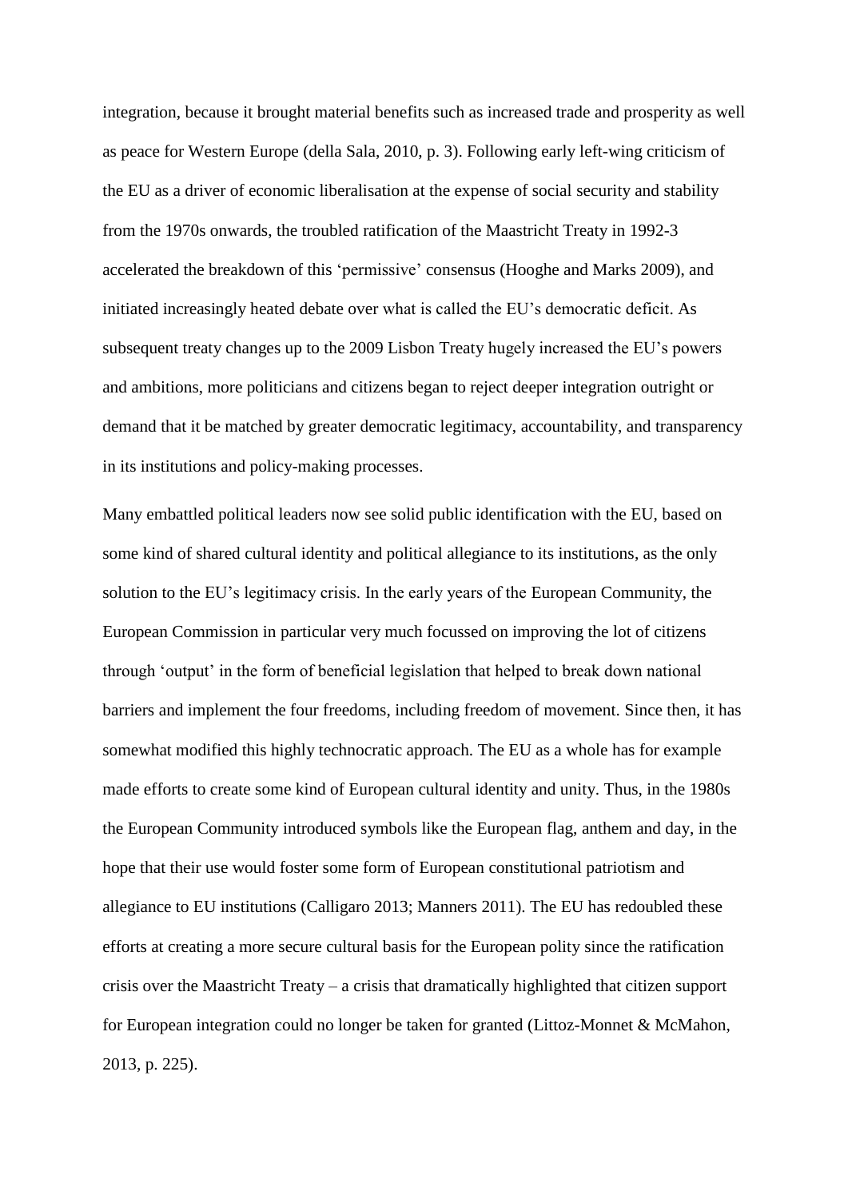integration, because it brought material benefits such as increased trade and prosperity as well as peace for Western Europe (della Sala, 2010, p. 3). Following early left-wing criticism of the EU as a driver of economic liberalisation at the expense of social security and stability from the 1970s onwards, the troubled ratification of the Maastricht Treaty in 1992-3 accelerated the breakdown of this 'permissive' consensus (Hooghe and Marks 2009), and initiated increasingly heated debate over what is called the EU's democratic deficit. As subsequent treaty changes up to the 2009 Lisbon Treaty hugely increased the EU's powers and ambitions, more politicians and citizens began to reject deeper integration outright or demand that it be matched by greater democratic legitimacy, accountability, and transparency in its institutions and policy-making processes.

Many embattled political leaders now see solid public identification with the EU, based on some kind of shared cultural identity and political allegiance to its institutions, as the only solution to the EU's legitimacy crisis. In the early years of the European Community, the European Commission in particular very much focussed on improving the lot of citizens through 'output' in the form of beneficial legislation that helped to break down national barriers and implement the four freedoms, including freedom of movement. Since then, it has somewhat modified this highly technocratic approach. The EU as a whole has for example made efforts to create some kind of European cultural identity and unity. Thus, in the 1980s the European Community introduced symbols like the European flag, anthem and day, in the hope that their use would foster some form of European constitutional patriotism and allegiance to EU institutions (Calligaro 2013; Manners 2011). The EU has redoubled these efforts at creating a more secure cultural basis for the European polity since the ratification crisis over the Maastricht Treaty – a crisis that dramatically highlighted that citizen support for European integration could no longer be taken for granted (Littoz-Monnet & McMahon, 2013, p. 225).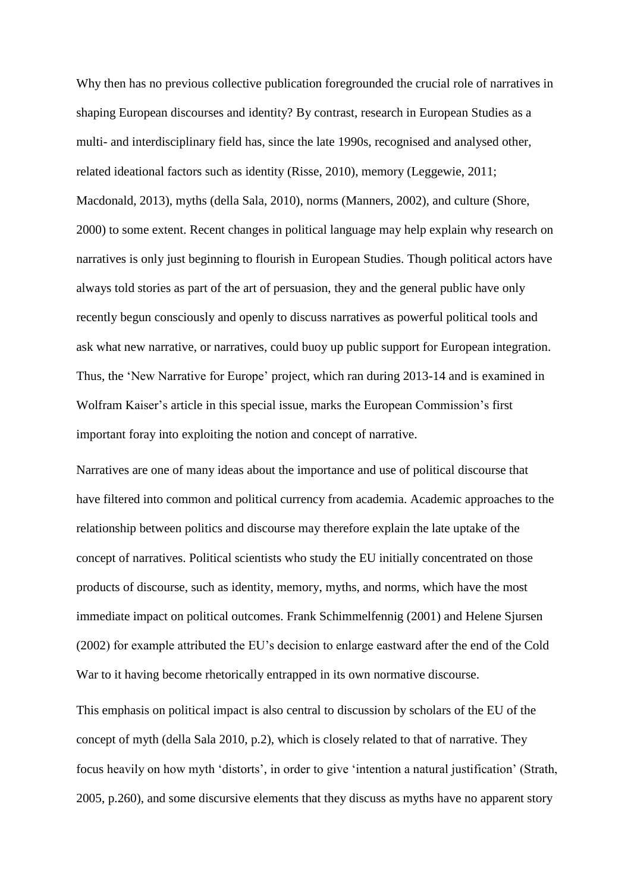Why then has no previous collective publication foregrounded the crucial role of narratives in shaping European discourses and identity? By contrast, research in European Studies as a multi- and interdisciplinary field has, since the late 1990s, recognised and analysed other, related ideational factors such as identity (Risse, 2010), memory (Leggewie, 2011; Macdonald, 2013), myths (della Sala, 2010), norms (Manners, 2002), and culture (Shore, 2000) to some extent. Recent changes in political language may help explain why research on narratives is only just beginning to flourish in European Studies. Though political actors have always told stories as part of the art of persuasion, they and the general public have only recently begun consciously and openly to discuss narratives as powerful political tools and ask what new narrative, or narratives, could buoy up public support for European integration. Thus, the 'New Narrative for Europe' project, which ran during 2013-14 and is examined in Wolfram Kaiser's article in this special issue, marks the European Commission's first important foray into exploiting the notion and concept of narrative.

Narratives are one of many ideas about the importance and use of political discourse that have filtered into common and political currency from academia. Academic approaches to the relationship between politics and discourse may therefore explain the late uptake of the concept of narratives. Political scientists who study the EU initially concentrated on those products of discourse, such as identity, memory, myths, and norms, which have the most immediate impact on political outcomes. Frank Schimmelfennig (2001) and Helene Sjursen (2002) for example attributed the EU's decision to enlarge eastward after the end of the Cold War to it having become rhetorically entrapped in its own normative discourse.

This emphasis on political impact is also central to discussion by scholars of the EU of the concept of myth (della Sala 2010, p.2), which is closely related to that of narrative. They focus heavily on how myth 'distorts', in order to give 'intention a natural justification' (Strath, 2005, p.260), and some discursive elements that they discuss as myths have no apparent story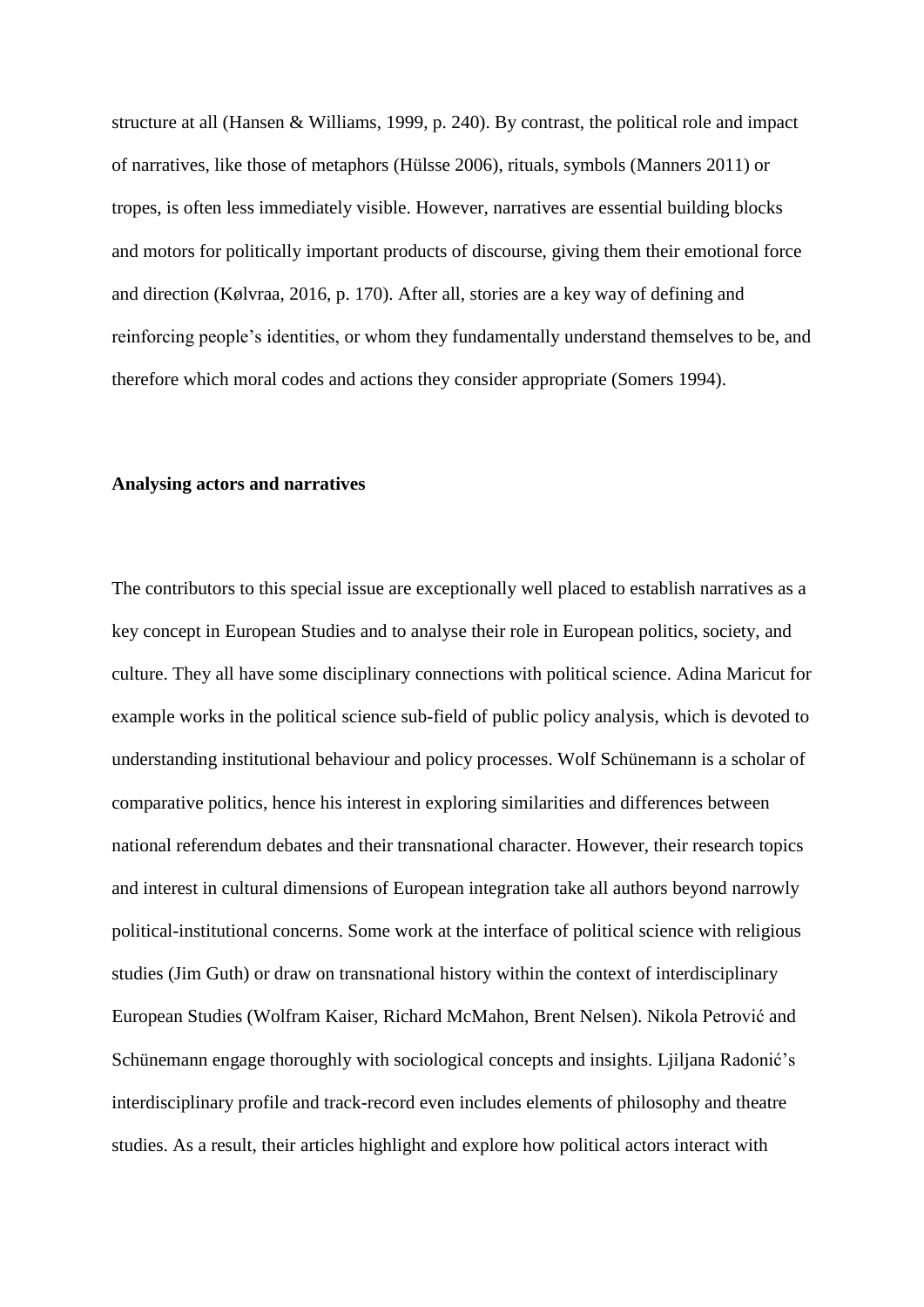structure at all (Hansen & Williams, 1999, p. 240). By contrast, the political role and impact of narratives, like those of metaphors (Hülsse 2006), rituals, symbols (Manners 2011) or tropes, is often less immediately visible. However, narratives are essential building blocks and motors for politically important products of discourse, giving them their emotional force and direction (Kølvraa, 2016, p. 170). After all, stories are a key way of defining and reinforcing people's identities, or whom they fundamentally understand themselves to be, and therefore which moral codes and actions they consider appropriate (Somers 1994).

**Analysing actors and narratives**

The contributors to this special issue are exceptionally well placed to establish narratives as a key concept in European Studies and to analyse their role in European politics, society, and culture. They all have some disciplinary connections with political science. Adina Maricut for example works in the political science sub-field of public policy analysis, which is devoted to understanding institutional behaviour and policy processes. Wolf Schünemann is a scholar of comparative politics, hence his interest in exploring similarities and differences between national referendum debates and their transnational character. However, their research topics and interest in cultural dimensions of European integration take all authors beyond narrowly political-institutional concerns. Some work at the interface of political science with religious studies (Jim Guth) or draw on transnational history within the context of interdisciplinary European Studies (Wolfram Kaiser, Richard McMahon, Brent Nelsen). Nikola Petrović and Schünemann engage thoroughly with sociological concepts and insights. Ljiljana Radonić's interdisciplinary profile and track-record even includes elements of philosophy and theatre studies. As a result, their articles highlight and explore how political actors interact with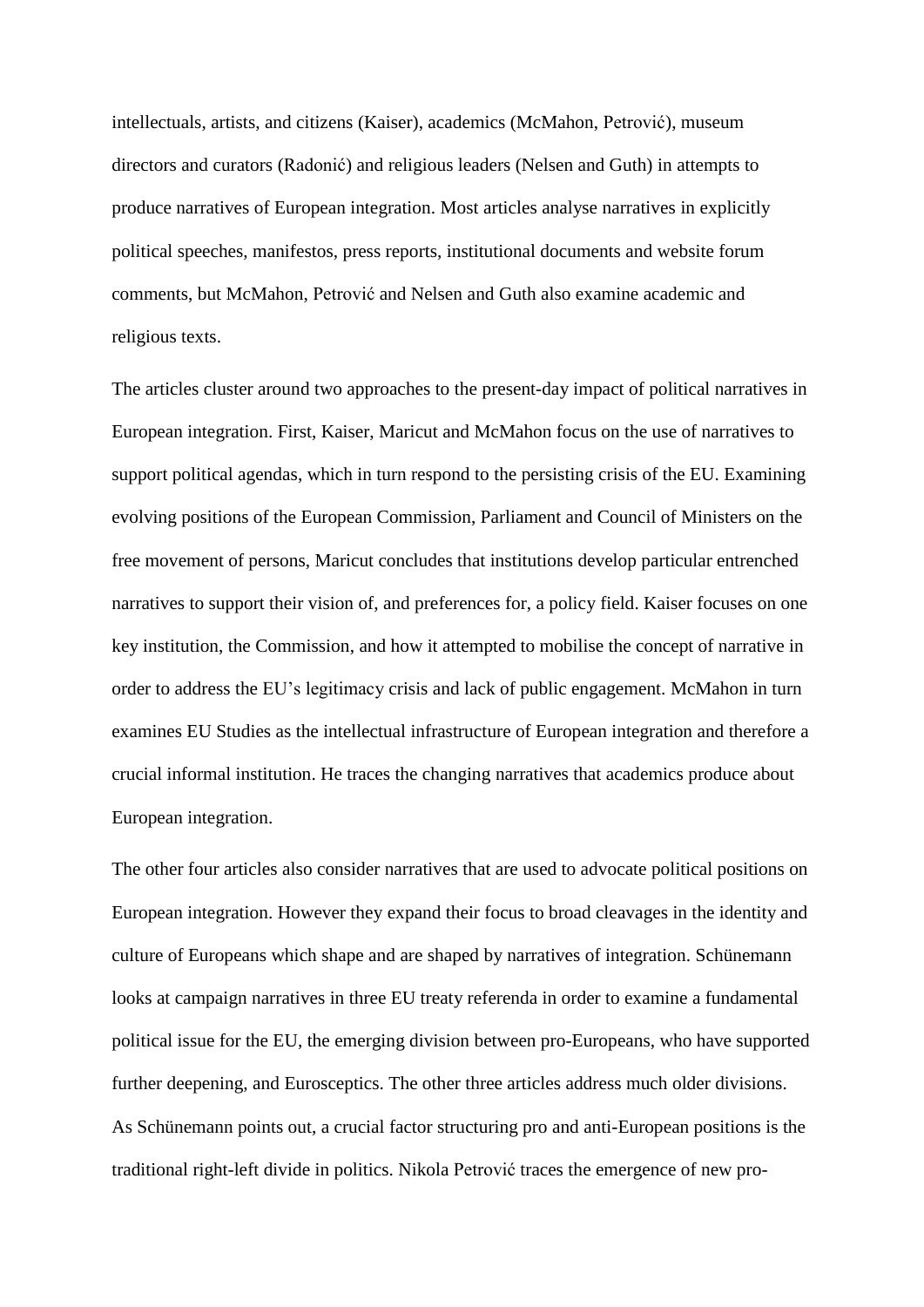intellectuals, artists, and citizens (Kaiser), academics (McMahon, Petrović), museum directors and curators (Radonić) and religious leaders (Nelsen and Guth) in attempts to produce narratives of European integration. Most articles analyse narratives in explicitly political speeches, manifestos, press reports, institutional documents and website forum comments, but McMahon, Petrović and Nelsen and Guth also examine academic and religious texts.

The articles cluster around two approaches to the present-day impact of political narratives in European integration. First, Kaiser, Maricut and McMahon focus on the use of narratives to support political agendas, which in turn respond to the persisting crisis of the EU. Examining evolving positions of the European Commission, Parliament and Council of Ministers on the free movement of persons, Maricut concludes that institutions develop particular entrenched narratives to support their vision of, and preferences for, a policy field. Kaiser focuses on one key institution, the Commission, and how it attempted to mobilise the concept of narrative in order to address the EU's legitimacy crisis and lack of public engagement. McMahon in turn examines EU Studies as the intellectual infrastructure of European integration and therefore a crucial informal institution. He traces the changing narratives that academics produce about European integration.

The other four articles also consider narratives that are used to advocate political positions on European integration. However they expand their focus to broad cleavages in the identity and culture of Europeans which shape and are shaped by narratives of integration. Schünemann looks at campaign narratives in three EU treaty referenda in order to examine a fundamental political issue for the EU, the emerging division between pro-Europeans, who have supported further deepening, and Eurosceptics. The other three articles address much older divisions. As Schünemann points out, a crucial factor structuring pro and anti-European positions is the traditional right-left divide in politics. Nikola Petrović traces the emergence of new pro-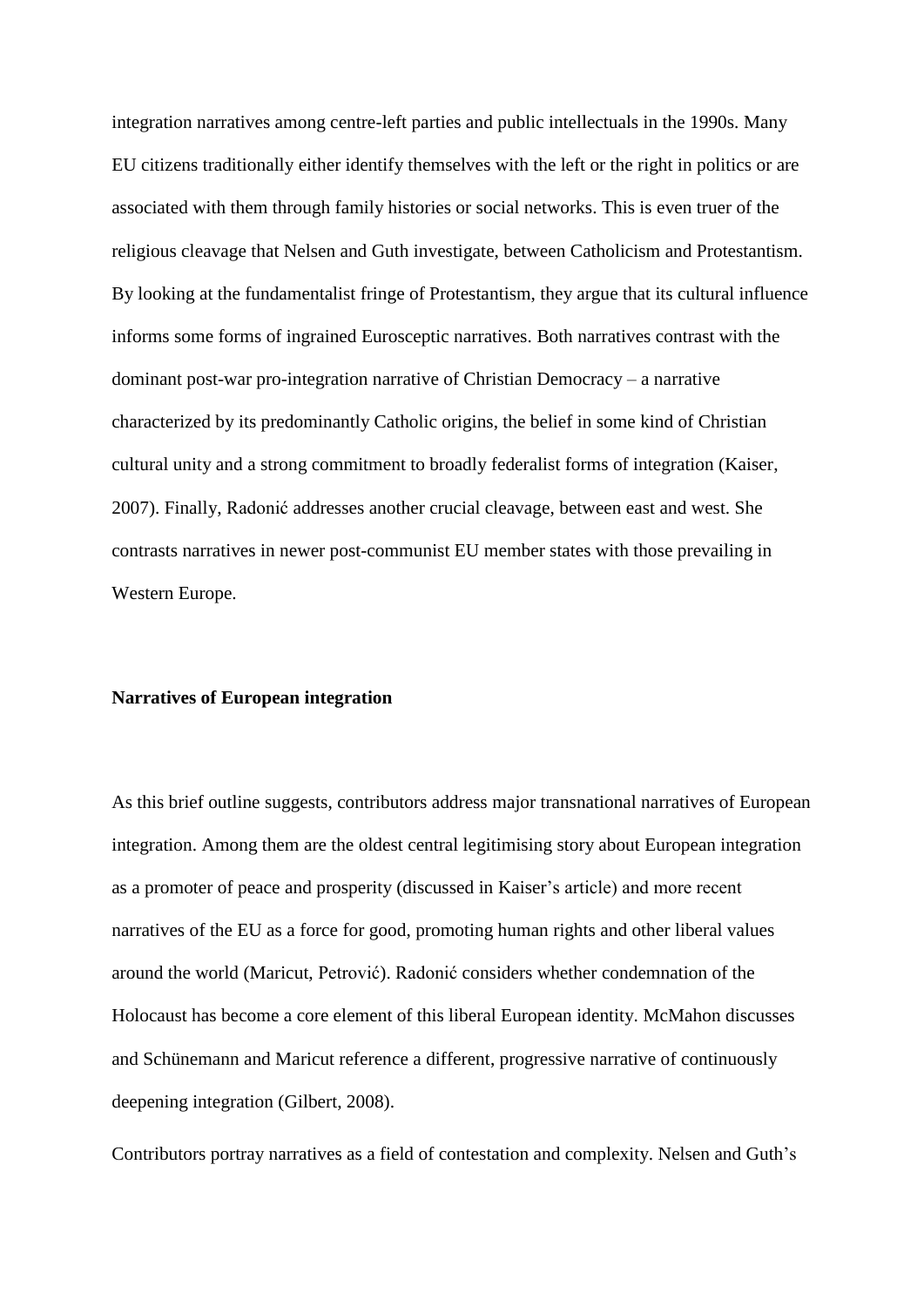integration narratives among centre-left parties and public intellectuals in the 1990s. Many EU citizens traditionally either identify themselves with the left or the right in politics or are associated with them through family histories or social networks. This is even truer of the religious cleavage that Nelsen and Guth investigate, between Catholicism and Protestantism. By looking at the fundamentalist fringe of Protestantism, they argue that its cultural influence informs some forms of ingrained Eurosceptic narratives. Both narratives contrast with the dominant post-war pro-integration narrative of Christian Democracy – a narrative characterized by its predominantly Catholic origins, the belief in some kind of Christian cultural unity and a strong commitment to broadly federalist forms of integration (Kaiser, 2007). Finally, Radonić addresses another crucial cleavage, between east and west. She contrasts narratives in newer post-communist EU member states with those prevailing in Western Europe.

**Narratives of European integration**

As this brief outline suggests, contributors address major transnational narratives of European integration. Among them are the oldest central legitimising story about European integration as a promoter of peace and prosperity (discussed in Kaiser's article) and more recent narratives of the EU as a force for good, promoting human rights and other liberal values around the world (Maricut, Petrović). Radonić considers whether condemnation of the Holocaust has become a core element of this liberal European identity. McMahon discusses and Schünemann and Maricut reference a different, progressive narrative of continuously deepening integration (Gilbert, 2008).

Contributors portray narratives as a field of contestation and complexity. Nelsen and Guth's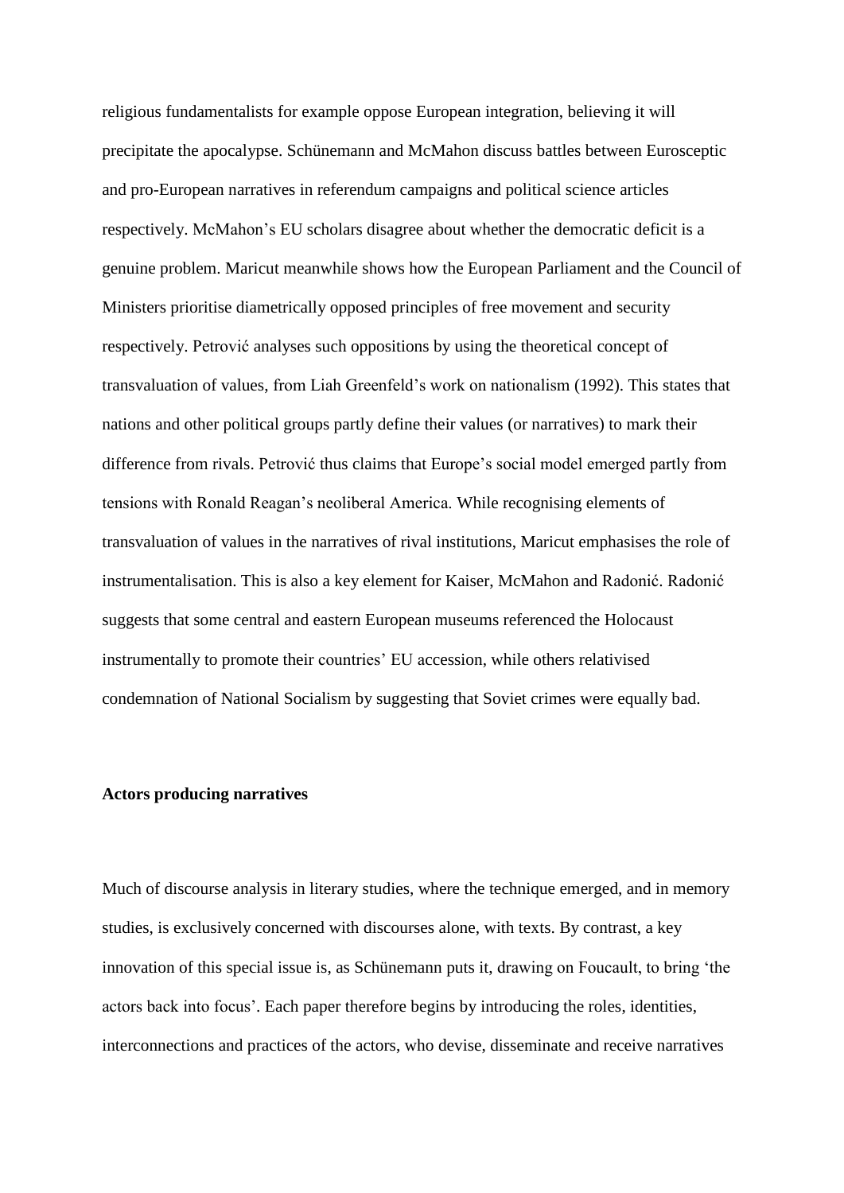religious fundamentalists for example oppose European integration, believing it will precipitate the apocalypse. Schünemann and McMahon discuss battles between Eurosceptic and pro-European narratives in referendum campaigns and political science articles respectively. McMahon's EU scholars disagree about whether the democratic deficit is a genuine problem. Maricut meanwhile shows how the European Parliament and the Council of Ministers prioritise diametrically opposed principles of free movement and security respectively. Petrović analyses such oppositions by using the theoretical concept of transvaluation of values, from Liah Greenfeld's work on nationalism (1992). This states that nations and other political groups partly define their values (or narratives) to mark their difference from rivals. Petrović thus claims that Europe's social model emerged partly from tensions with Ronald Reagan's neoliberal America. While recognising elements of transvaluation of values in the narratives of rival institutions, Maricut emphasises the role of instrumentalisation. This is also a key element for Kaiser, McMahon and Radonić. Radonić suggests that some central and eastern European museums referenced the Holocaust instrumentally to promote their countries' EU accession, while others relativised condemnation of National Socialism by suggesting that Soviet crimes were equally bad.

**Actors producing narratives**

Much of discourse analysis in literary studies, where the technique emerged, and in memory studies, is exclusively concerned with discourses alone, with texts. By contrast, a key innovation of this special issue is, as Schünemann puts it, drawing on Foucault, to bring 'the actors back into focus'. Each paper therefore begins by introducing the roles, identities, interconnections and practices of the actors, who devise, disseminate and receive narratives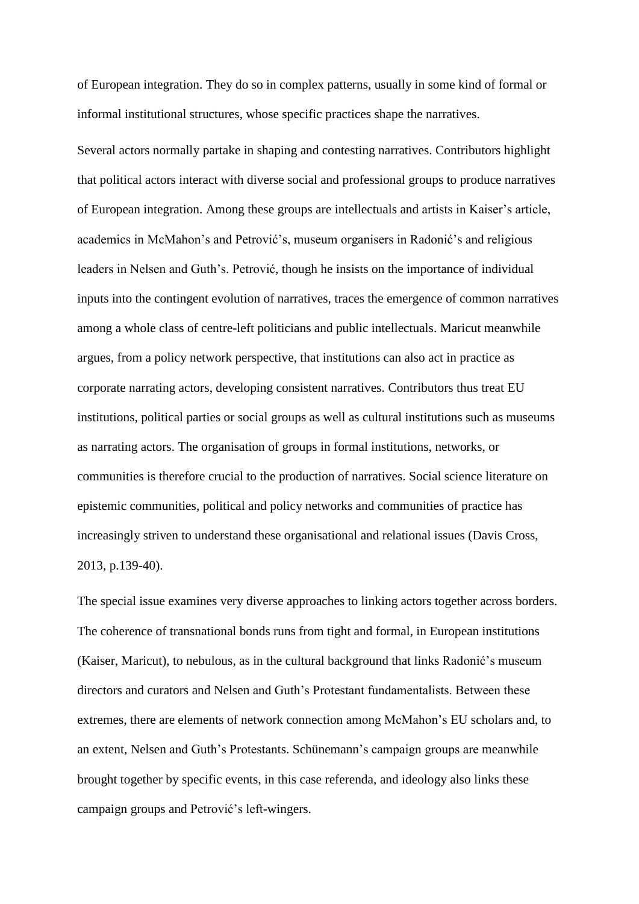of European integration. They do so in complex patterns, usually in some kind of formal or informal institutional structures, whose specific practices shape the narratives.

Several actors normally partake in shaping and contesting narratives. Contributors highlight that political actors interact with diverse social and professional groups to produce narratives of European integration. Among these groups are intellectuals and artists in Kaiser's article, academics in McMahon's and Petrović's, museum organisers in Radonić's and religious leaders in Nelsen and Guth's. Petrović, though he insists on the importance of individual inputs into the contingent evolution of narratives, traces the emergence of common narratives among a whole class of centre-left politicians and public intellectuals. Maricut meanwhile argues, from a policy network perspective, that institutions can also act in practice as corporate narrating actors, developing consistent narratives. Contributors thus treat EU institutions, political parties or social groups as well as cultural institutions such as museums as narrating actors. The organisation of groups in formal institutions, networks, or communities is therefore crucial to the production of narratives. Social science literature on epistemic communities, political and policy networks and communities of practice has increasingly striven to understand these organisational and relational issues (Davis Cross, 2013, p.139-40).

The special issue examines very diverse approaches to linking actors together across borders. The coherence of transnational bonds runs from tight and formal, in European institutions (Kaiser, Maricut), to nebulous, as in the cultural background that links Radonić's museum directors and curators and Nelsen and Guth's Protestant fundamentalists. Between these extremes, there are elements of network connection among McMahon's EU scholars and, to an extent, Nelsen and Guth's Protestants. Schünemann's campaign groups are meanwhile brought together by specific events, in this case referenda, and ideology also links these campaign groups and Petrović's left-wingers.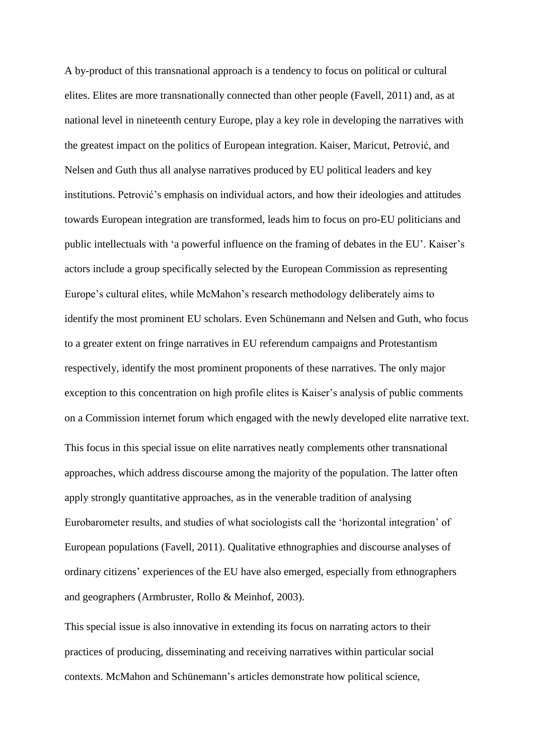A by-product of this transnational approach is a tendency to focus on political or cultural elites. Elites are more transnationally connected than other people (Favell, 2011) and, as at national level in nineteenth century Europe, play a key role in developing the narratives with the greatest impact on the politics of European integration. Kaiser, Maricut, Petrović, and Nelsen and Guth thus all analyse narratives produced by EU political leaders and key institutions. Petrović's emphasis on individual actors, and how their ideologies and attitudes towards European integration are transformed, leads him to focus on pro-EU politicians and public intellectuals with 'a powerful influence on the framing of debates in the EU'. Kaiser's actors include a group specifically selected by the European Commission as representing Europe's cultural elites, while McMahon's research methodology deliberately aims to identify the most prominent EU scholars. Even Schünemann and Nelsen and Guth, who focus to a greater extent on fringe narratives in EU referendum campaigns and Protestantism respectively, identify the most prominent proponents of these narratives. The only major exception to this concentration on high profile elites is Kaiser's analysis of public comments on a Commission internet forum which engaged with the newly developed elite narrative text.

This focus in this special issue on elite narratives neatly complements other transnational approaches, which address discourse among the majority of the population. The latter often apply strongly quantitative approaches, as in the venerable tradition of analysing Eurobarometer results, and studies of what sociologists call the 'horizontal integration' of European populations (Favell, 2011). Qualitative ethnographies and discourse analyses of ordinary citizens' experiences of the EU have also emerged, especially from ethnographers and geographers (Armbruster, Rollo & Meinhof, 2003).

This special issue is also innovative in extending its focus on narrating actors to their practices of producing, disseminating and receiving narratives within particular social contexts. McMahon and Schünemann's articles demonstrate how political science,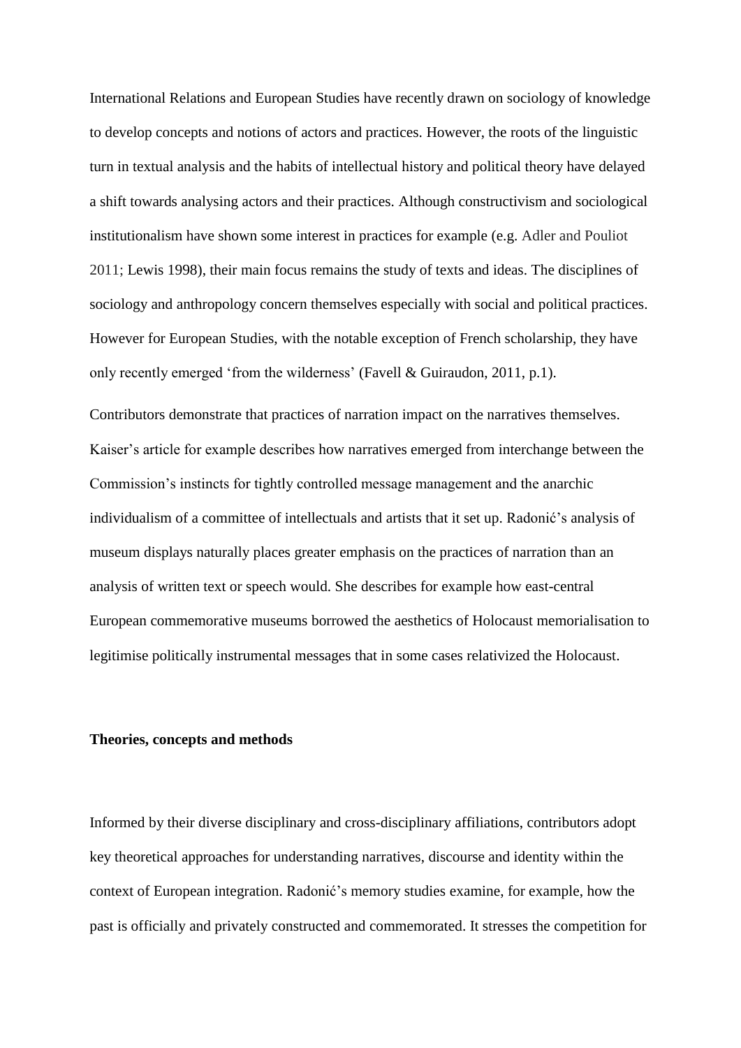International Relations and European Studies have recently drawn on sociology of knowledge to develop concepts and notions of actors and practices. However, the roots of the linguistic turn in textual analysis and the habits of intellectual history and political theory have delayed a shift towards analysing actors and their practices. Although constructivism and sociological institutionalism have shown some interest in practices for example (e.g. Adler and Pouliot 2011; Lewis 1998), their main focus remains the study of texts and ideas. The disciplines of sociology and anthropology concern themselves especially with social and political practices. However for European Studies, with the notable exception of French scholarship, they have only recently emerged 'from the wilderness' (Favell & Guiraudon, 2011, p.1).

Contributors demonstrate that practices of narration impact on the narratives themselves. Kaiser's article for example describes how narratives emerged from interchange between the Commission's instincts for tightly controlled message management and the anarchic individualism of a committee of intellectuals and artists that it set up. Radonić's analysis of museum displays naturally places greater emphasis on the practices of narration than an analysis of written text or speech would. She describes for example how east-central European commemorative museums borrowed the aesthetics of Holocaust memorialisation to legitimise politically instrumental messages that in some cases relativized the Holocaust.

**Theories, concepts and methods**

Informed by their diverse disciplinary and cross-disciplinary affiliations, contributors adopt key theoretical approaches for understanding narratives, discourse and identity within the context of European integration. Radonić's memory studies examine, for example, how the past is officially and privately constructed and commemorated. It stresses the competition for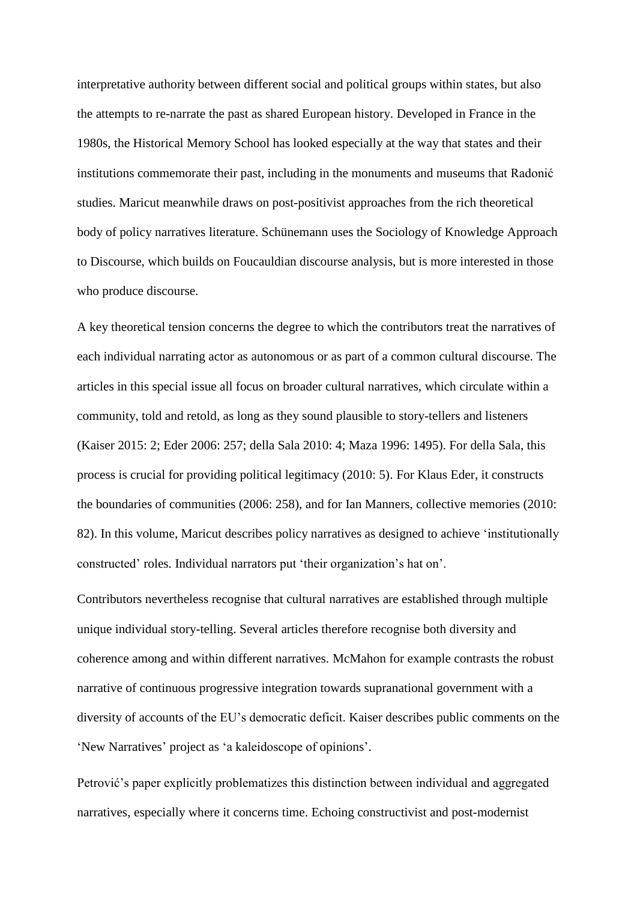interpretative authority between different social and political groups within states, but also the attempts to re-narrate the past as shared European history. Developed in France in the 1980s, the Historical Memory School has looked especially at the way that states and their institutions commemorate their past, including in the monuments and museums that Radonić studies. Maricut meanwhile draws on post-positivist approaches from the rich theoretical body of policy narratives literature. Schünemann uses the Sociology of Knowledge Approach to Discourse, which builds on Foucauldian discourse analysis, but is more interested in those who produce discourse.

A key theoretical tension concerns the degree to which the contributors treat the narratives of each individual narrating actor as autonomous or as part of a common cultural discourse. The articles in this special issue all focus on broader cultural narratives, which circulate within a community, told and retold, as long as they sound plausible to story-tellers and listeners (Kaiser 2015: 2; Eder 2006: 257; della Sala 2010: 4; Maza 1996: 1495). For della Sala, this process is crucial for providing political legitimacy (2010: 5). For Klaus Eder, it constructs the boundaries of communities (2006: 258), and for Ian Manners, collective memories (2010: 82). In this volume, Maricut describes policy narratives as designed to achieve 'institutionally constructed' roles. Individual narrators put 'their organization's hat on'.

Contributors nevertheless recognise that cultural narratives are established through multiple unique individual story-telling. Several articles therefore recognise both diversity and coherence among and within different narratives. McMahon for example contrasts the robust narrative of continuous progressive integration towards supranational government with a diversity of accounts of the EU's democratic deficit. Kaiser describes public comments on the 'New Narratives' project as 'a kaleidoscope of opinions'.

Petrović's paper explicitly problematizes this distinction between individual and aggregated narratives, especially where it concerns time. Echoing constructivist and post-modernist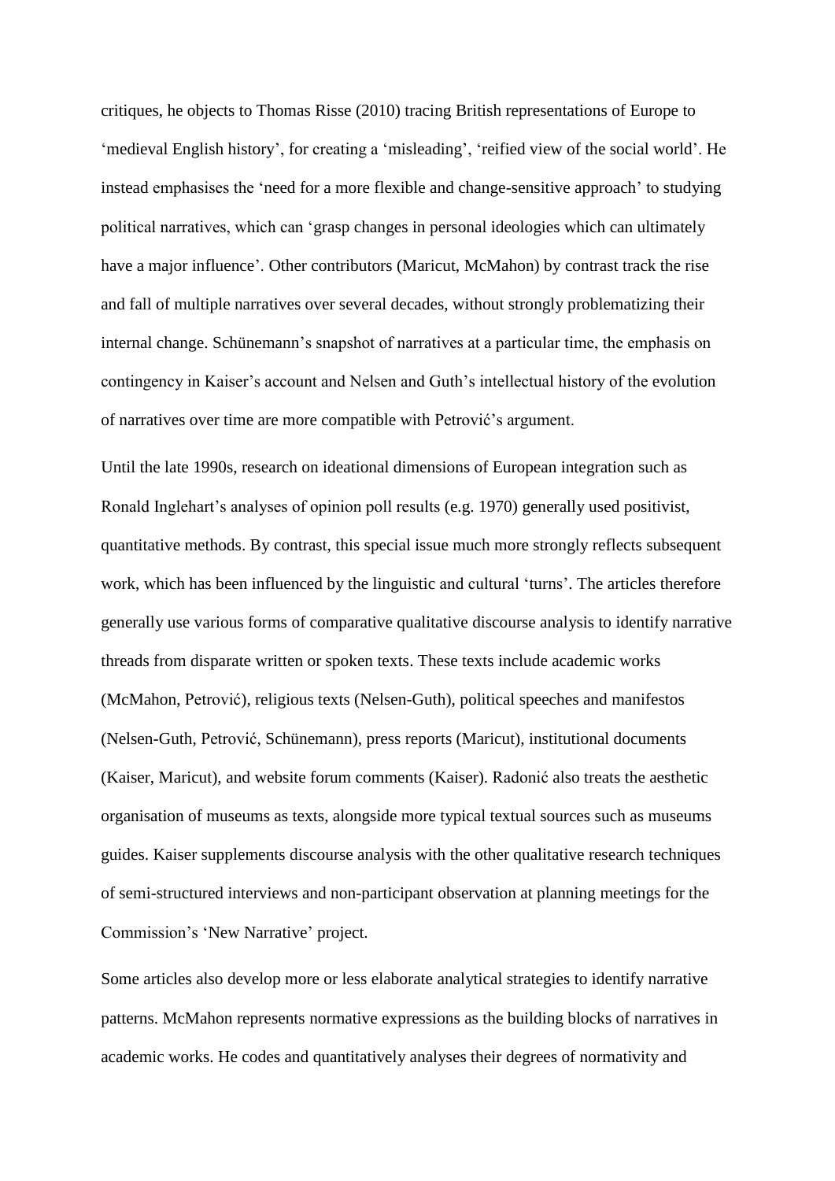critiques, he objects to Thomas Risse (2010) tracing British representations of Europe to 'medieval English history', for creating a 'misleading', 'reified view of the social world'. He instead emphasises the 'need for a more flexible and change-sensitive approach' to studying political narratives, which can 'grasp changes in personal ideologies which can ultimately have a major influence'. Other contributors (Maricut, McMahon) by contrast track the rise and fall of multiple narratives over several decades, without strongly problematizing their internal change. Schünemann's snapshot of narratives at a particular time, the emphasis on contingency in Kaiser's account and Nelsen and Guth's intellectual history of the evolution of narratives over time are more compatible with Petrović's argument.

Until the late 1990s, research on ideational dimensions of European integration such as Ronald Inglehart's analyses of opinion poll results (e.g. 1970) generally used positivist, quantitative methods. By contrast, this special issue much more strongly reflects subsequent work, which has been influenced by the linguistic and cultural 'turns'. The articles therefore generally use various forms of comparative qualitative discourse analysis to identify narrative threads from disparate written or spoken texts. These texts include academic works (McMahon, Petrović), religious texts (Nelsen-Guth), political speeches and manifestos (Nelsen-Guth, Petrović, Schünemann), press reports (Maricut), institutional documents (Kaiser, Maricut), and website forum comments (Kaiser). Radonić also treats the aesthetic organisation of museums as texts, alongside more typical textual sources such as museums guides. Kaiser supplements discourse analysis with the other qualitative research techniques of semi-structured interviews and non-participant observation at planning meetings for the Commission's 'New Narrative' project.

Some articles also develop more or less elaborate analytical strategies to identify narrative patterns. McMahon represents normative expressions as the building blocks of narratives in academic works. He codes and quantitatively analyses their degrees of normativity and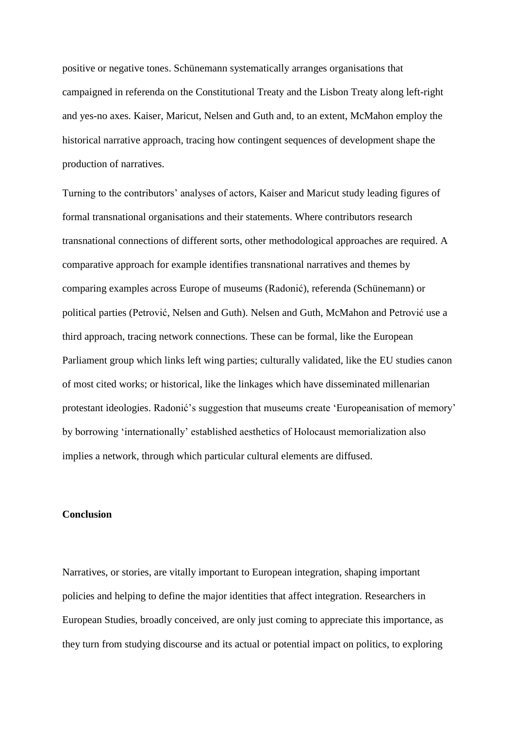positive or negative tones. Schünemann systematically arranges organisations that campaigned in referenda on the Constitutional Treaty and the Lisbon Treaty along left-right and yes-no axes. Kaiser, Maricut, Nelsen and Guth and, to an extent, McMahon employ the historical narrative approach, tracing how contingent sequences of development shape the production of narratives.

Turning to the contributors' analyses of actors, Kaiser and Maricut study leading figures of formal transnational organisations and their statements. Where contributors research transnational connections of different sorts, other methodological approaches are required. A comparative approach for example identifies transnational narratives and themes by comparing examples across Europe of museums (Radonić), referenda (Schünemann) or political parties (Petrović, Nelsen and Guth). Nelsen and Guth, McMahon and Petrović use a third approach, tracing network connections. These can be formal, like the European Parliament group which links left wing parties; culturally validated, like the EU studies canon of most cited works; or historical, like the linkages which have disseminated millenarian protestant ideologies. Radonić's suggestion that museums create 'Europeanisation of memory' by borrowing 'internationally' established aesthetics of Holocaust memorialization also implies a network, through which particular cultural elements are diffused.

**Conclusion**

Narratives, or stories, are vitally important to European integration, shaping important policies and helping to define the major identities that affect integration. Researchers in European Studies, broadly conceived, are only just coming to appreciate this importance, as they turn from studying discourse and its actual or potential impact on politics, to exploring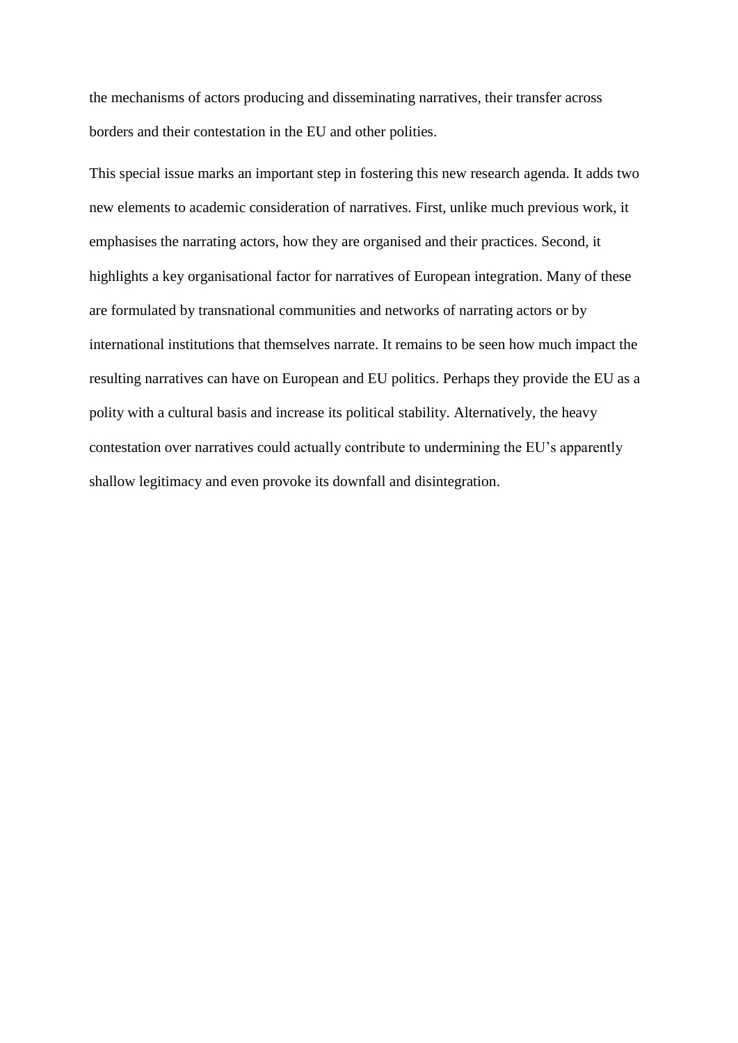the mechanisms of actors producing and disseminating narratives, their transfer across borders and their contestation in the EU and other polities.

This special issue marks an important step in fostering this new research agenda. It adds two new elements to academic consideration of narratives. First, unlike much previous work, it emphasises the narrating actors, how they are organised and their practices. Second, it highlights a key organisational factor for narratives of European integration. Many of these are formulated by transnational communities and networks of narrating actors or by international institutions that themselves narrate. It remains to be seen how much impact the resulting narratives can have on European and EU politics. Perhaps they provide the EU as a polity with a cultural basis and increase its political stability. Alternatively, the heavy contestation over narratives could actually contribute to undermining the EU's apparently shallow legitimacy and even provoke its downfall and disintegration.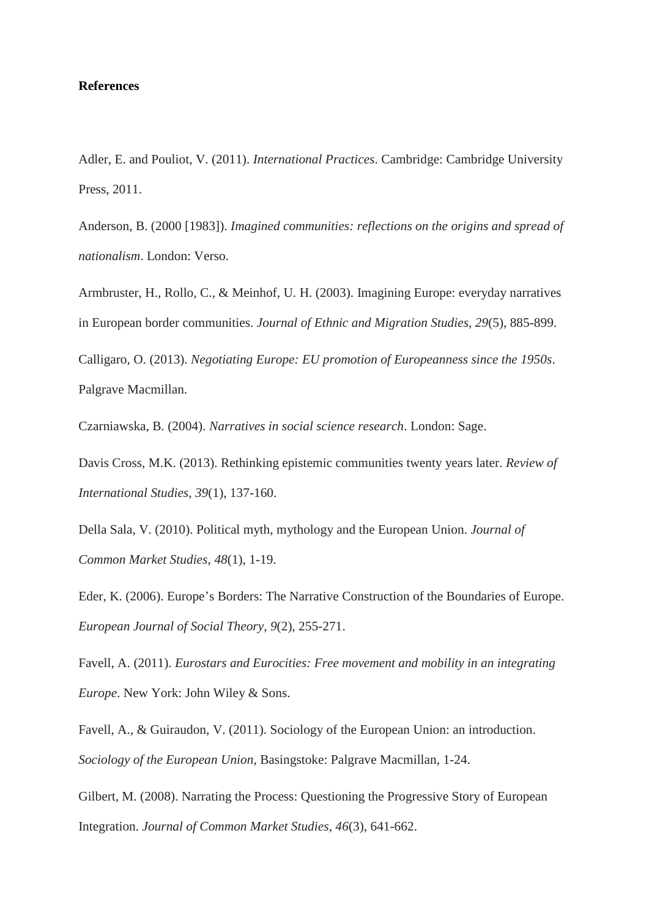**References**

Adler, E. and Pouliot, V. (2011). *International Practices*. Cambridge: Cambridge University Press, 2011.

Anderson, B. (2000 [1983]). *Imagined communities: reflections on the origins and spread of nationalism*. London: Verso.

Armbruster, H., Rollo, C., & Meinhof, U. H. (2003). Imagining Europe: everyday narratives in European border communities. *Journal of Ethnic and Migration Studies*, *29*(5), 885-899.

Calligaro, O. (2013). *Negotiating Europe: EU promotion of Europeanness since the 1950s*. Palgrave Macmillan.

Czarniawska, B. (2004). *Narratives in social science research*. London: Sage.

Davis Cross, M.K. (2013). Rethinking epistemic communities twenty years later. *Review of International Studies*, *39*(1), 137-160.

Della Sala, V. (2010). Political myth, mythology and the European Union. *Journal of Common Market Studies*, *48*(1), 1-19.

Eder, K. (2006). Europe's Borders: The Narrative Construction of the Boundaries of Europe. *European Journal of Social Theory*, *9*(2), 255-271.

Favell, A. (2011). *Eurostars and Eurocities: Free movement and mobility in an integrating Europe*. New York: John Wiley & Sons.

Favell, A., & Guiraudon, V. (2011). Sociology of the European Union: an introduction. *Sociology of the European Union*, Basingstoke: Palgrave Macmillan, 1-24.

Gilbert, M. (2008). Narrating the Process: Questioning the Progressive Story of European Integration. *Journal of Common Market Studies*, *46*(3), 641-662.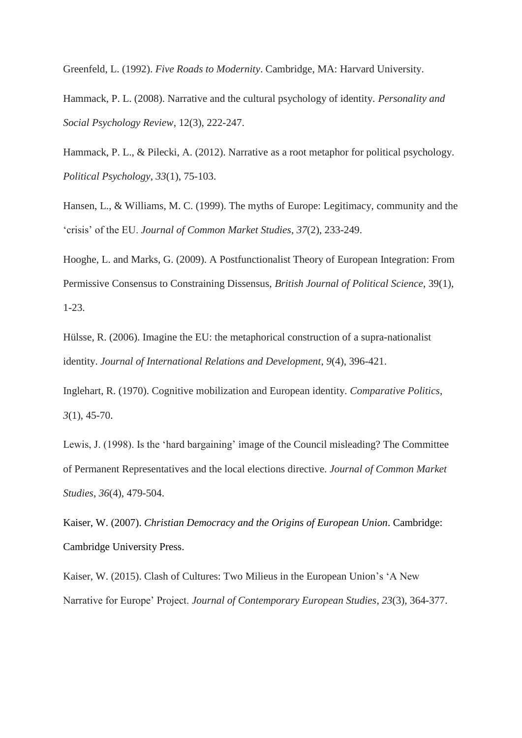Greenfeld, L. (1992). *Five Roads to Modernity*. Cambridge, MA: Harvard University.

Hammack, P. L. (2008). Narrative and the cultural psychology of identity. *Personality and Social Psychology Review*, 12(3), 222-247.

Hammack, P. L., & Pilecki, A. (2012). Narrative as a root metaphor for political psychology. *Political Psychology*, *33*(1), 75-103.

Hansen, L., & Williams, M. C. (1999). The myths of Europe: Legitimacy, community and the 'crisis' of the EU. *Journal of Common Market Studies*, *37*(2), 233-249.

Hooghe, L. and Marks, G. (2009). A Postfunctionalist Theory of European Integration: From Permissive Consensus to Constraining Dissensus, *British Journal of Political Science*, 39(1), 1-23.

Hülsse, R. (2006). Imagine the EU: the metaphorical construction of a supra-nationalist identity. *Journal of International Relations and Development*, *9*(4), 396-421.

Inglehart, R. (1970). Cognitive mobilization and European identity. *Comparative Politics*, *3*(1), 45-70.

Lewis, J. (1998). Is the 'hard bargaining' image of the Council misleading? The Committee of Permanent Representatives and the local elections directive. *Journal of Common Market Studies*, *36*(4), 479-504.

Kaiser, W. (2007). *Christian Democracy and the Origins of European Union*. Cambridge: Cambridge University Press.

Kaiser, W. (2015). Clash of Cultures: Two Milieus in the European Union's 'A New Narrative for Europe' Project. *Journal of Contemporary European Studies*, *23*(3), 364-377.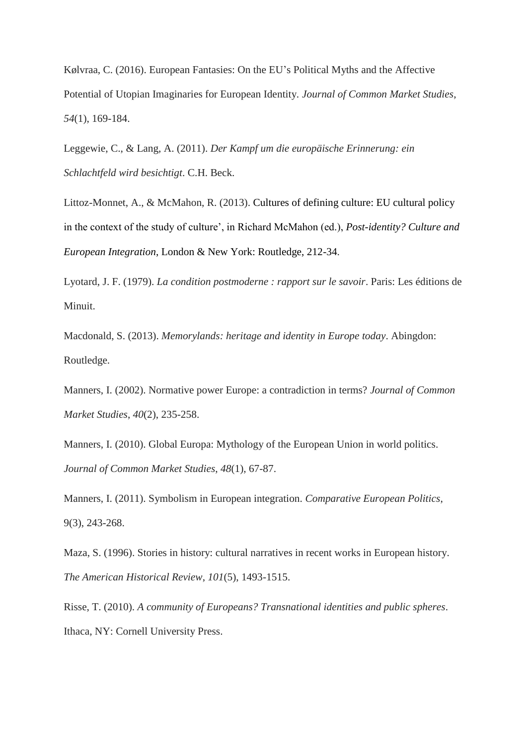Kølvraa, C. (2016). European Fantasies: On the EU's Political Myths and the Affective Potential of Utopian Imaginaries for European Identity. *Journal of Common Market Studies*, *54*(1), 169-184.

Leggewie, C., & Lang, A. (2011). *Der Kampf um die europäische Erinnerung: ein Schlachtfeld wird besichtigt*. C.H. Beck.

Littoz-Monnet, A., & McMahon, R. (2013). Cultures of defining culture: EU cultural policy in the context of the study of culture', in Richard McMahon (ed.), *Post-identity? Culture and European Integration*, London & New York: Routledge, 212-34.

Lyotard, J. F. (1979). *La condition postmoderne : rapport sur le savoir*. Paris: Les éditions de Minuit.

Macdonald, S. (2013). *Memorylands: heritage and identity in Europe today*. Abingdon: Routledge.

Manners, I. (2002). Normative power Europe: a contradiction in terms? *Journal of Common Market Studies*, *40*(2), 235-258.

Manners, I. (2010). Global Europa: Mythology of the European Union in world politics. *Journal of Common Market Studies*, *48*(1), 67-87.

Manners, I. (2011). Symbolism in European integration. *Comparative European Politics*, 9(3), 243-268.

Maza, S. (1996). Stories in history: cultural narratives in recent works in European history. *The American Historical Review*, *101*(5), 1493-1515.

Risse, T. (2010). *A community of Europeans? Transnational identities and public spheres*. Ithaca, NY: Cornell University Press.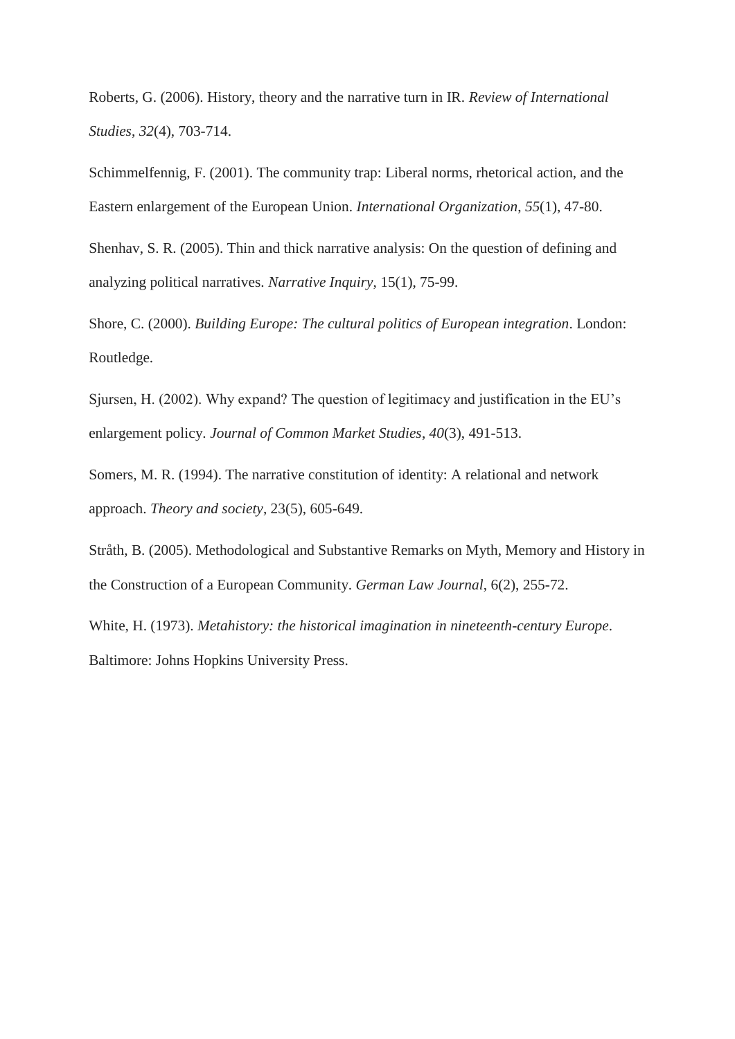Roberts, G. (2006). History, theory and the narrative turn in IR. *Review of International Studies*, *32*(4), 703-714.

Schimmelfennig, F. (2001). The community trap: Liberal norms, rhetorical action, and the Eastern enlargement of the European Union. *International Organization*, *55*(1), 47-80.

Shenhav, S. R. (2005). Thin and thick narrative analysis: On the question of defining and analyzing political narratives. *Narrative Inquiry*, 15(1), 75-99.

Shore, C. (2000). *Building Europe: The cultural politics of European integration*. London: Routledge.

Sjursen, H. (2002). Why expand? The question of legitimacy and justification in the EU's enlargement policy. *Journal of Common Market Studies*, *40*(3), 491-513.

Somers, M. R. (1994). The narrative constitution of identity: A relational and network approach. *Theory and society*, 23(5), 605-649.

Stråth, B. (2005). Methodological and Substantive Remarks on Myth, Memory and History in the Construction of a European Community. *German Law Journal*, 6(2), 255-72.

White, H. (1973). *Metahistory: the historical imagination in nineteenth-century Europe*. Baltimore: Johns Hopkins University Press.